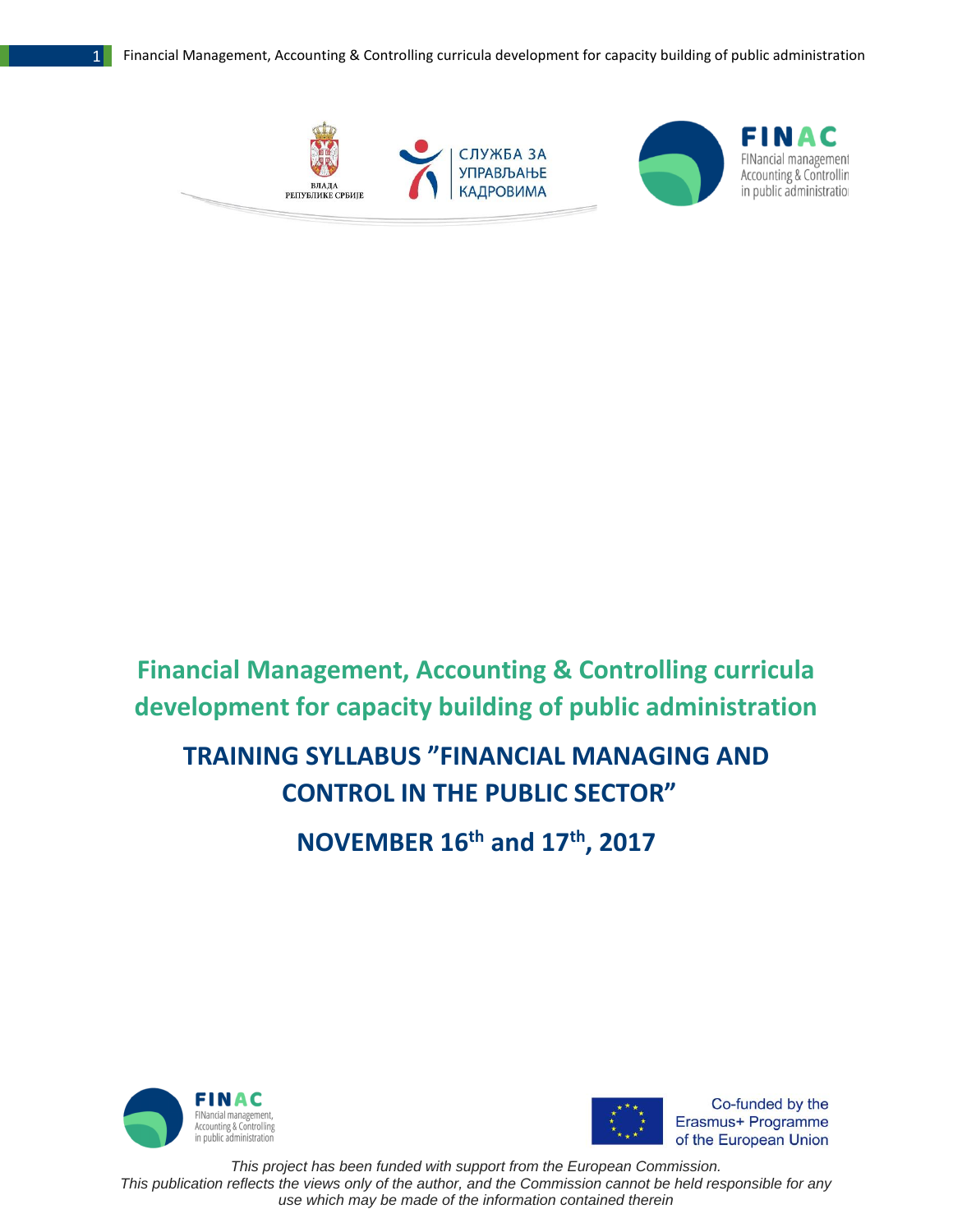# Financial Management, Accounting & Controlling curricula development for capacity building of public administration

## TRAINING SYLLABUS "FINANCIAL MANAGING AND CONTROL IN THE PUBLIC SECTOR"

## NOVEMBER 16th and 17th, 2017

Co-funded by the Erasmus+ Programme of the European Union

*This project has been funded with support from the European Commission.*
*This publication reflects the views only of the author, and the Commission cannot be held responsible for any use which may be made of the information contained therein*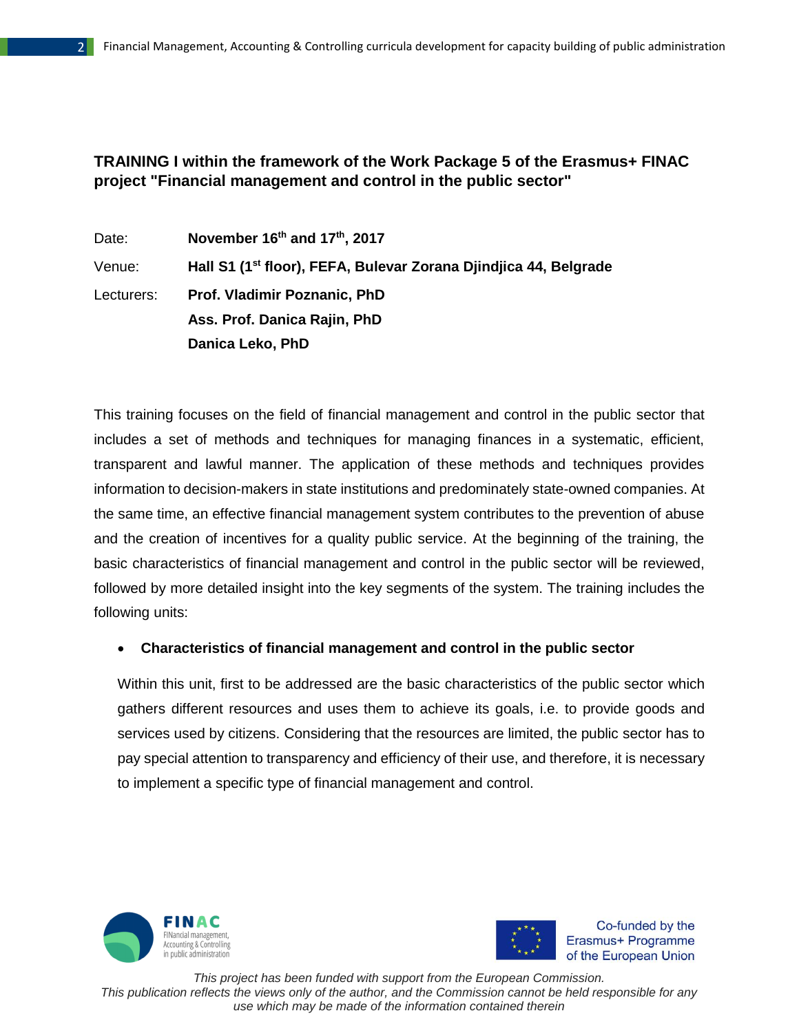**TRAINING I within the framework of the Work Package 5 of the Erasmus+ FINAC project "Financial management and control in the public sector"**

Date: **November 16th and 17th, 2017**

Venue: **Hall S1 (1st floor), FEFA, Bulevar Zorana Djindjica 44, Belgrade**

Lecturers: **Prof. Vladimir Poznanic, PhD**
**Ass. Prof. Danica Rajin, PhD**
**Danica Leko, PhD**

This training focuses on the field of financial management and control in the public sector that includes a set of methods and techniques for managing finances in a systematic, efficient, transparent and lawful manner. The application of these methods and techniques provides information to decision-makers in state institutions and predominately state-owned companies. At the same time, an effective financial management system contributes to the prevention of abuse and the creation of incentives for a quality public service. At the beginning of the training, the basic characteristics of financial management and control in the public sector will be reviewed, followed by more detailed insight into the key segments of the system. The training includes the following units:

- **Characteristics of financial management and control in the public sector**

  Within this unit, first to be addressed are the basic characteristics of the public sector which gathers different resources and uses them to achieve its goals, i.e. to provide goods and services used by citizens. Considering that the resources are limited, the public sector has to pay special attention to transparency and efficiency of their use, and therefore, it is necessary to implement a specific type of financial management and control.

*This project has been funded with support from the European Commission.*
*This publication reflects the views only of the author, and the Commission cannot be held responsible for any use which may be made of the information contained therein*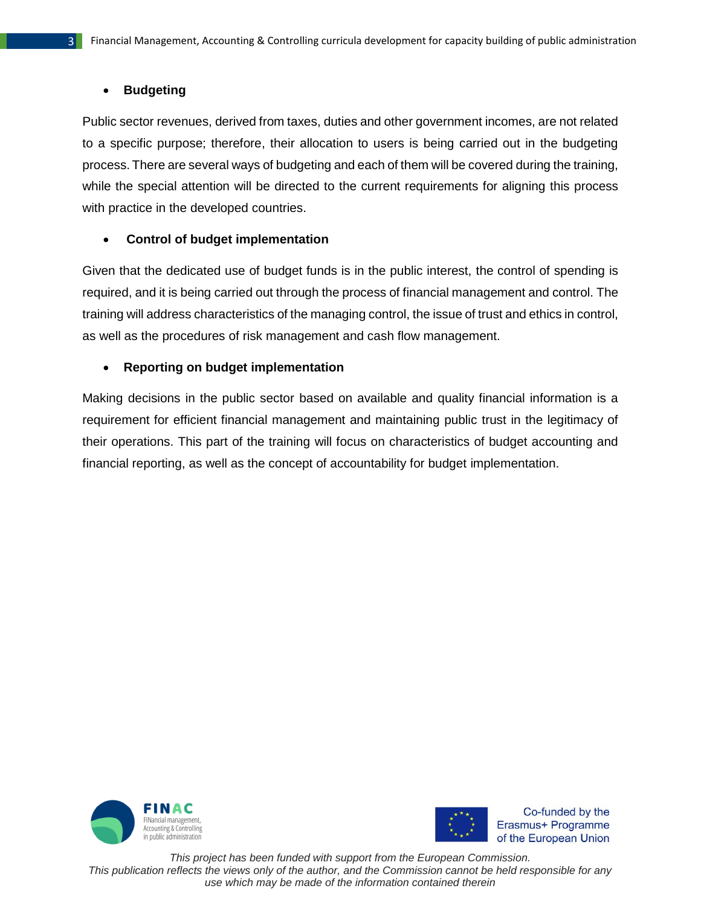- **Budgeting**

Public sector revenues, derived from taxes, duties and other government incomes, are not related to a specific purpose; therefore, their allocation to users is being carried out in the budgeting process. There are several ways of budgeting and each of them will be covered during the training, while the special attention will be directed to the current requirements for aligning this process with practice in the developed countries.

- **Control of budget implementation**

Given that the dedicated use of budget funds is in the public interest, the control of spending is required, and it is being carried out through the process of financial management and control. The training will address characteristics of the managing control, the issue of trust and ethics in control, as well as the procedures of risk management and cash flow management.

- **Reporting on budget implementation**

Making decisions in the public sector based on available and quality financial information is a requirement for efficient financial management and maintaining public trust in the legitimacy of their operations. This part of the training will focus on characteristics of budget accounting and financial reporting, as well as the concept of accountability for budget implementation.

FINAC
FINancial management, Accounting & Controlling in public administration

Co-funded by the Erasmus+ Programme of the European Union

*This project has been funded with support from the European Commission. This publication reflects the views only of the author, and the Commission cannot be held responsible for any use which may be made of the information contained therein*